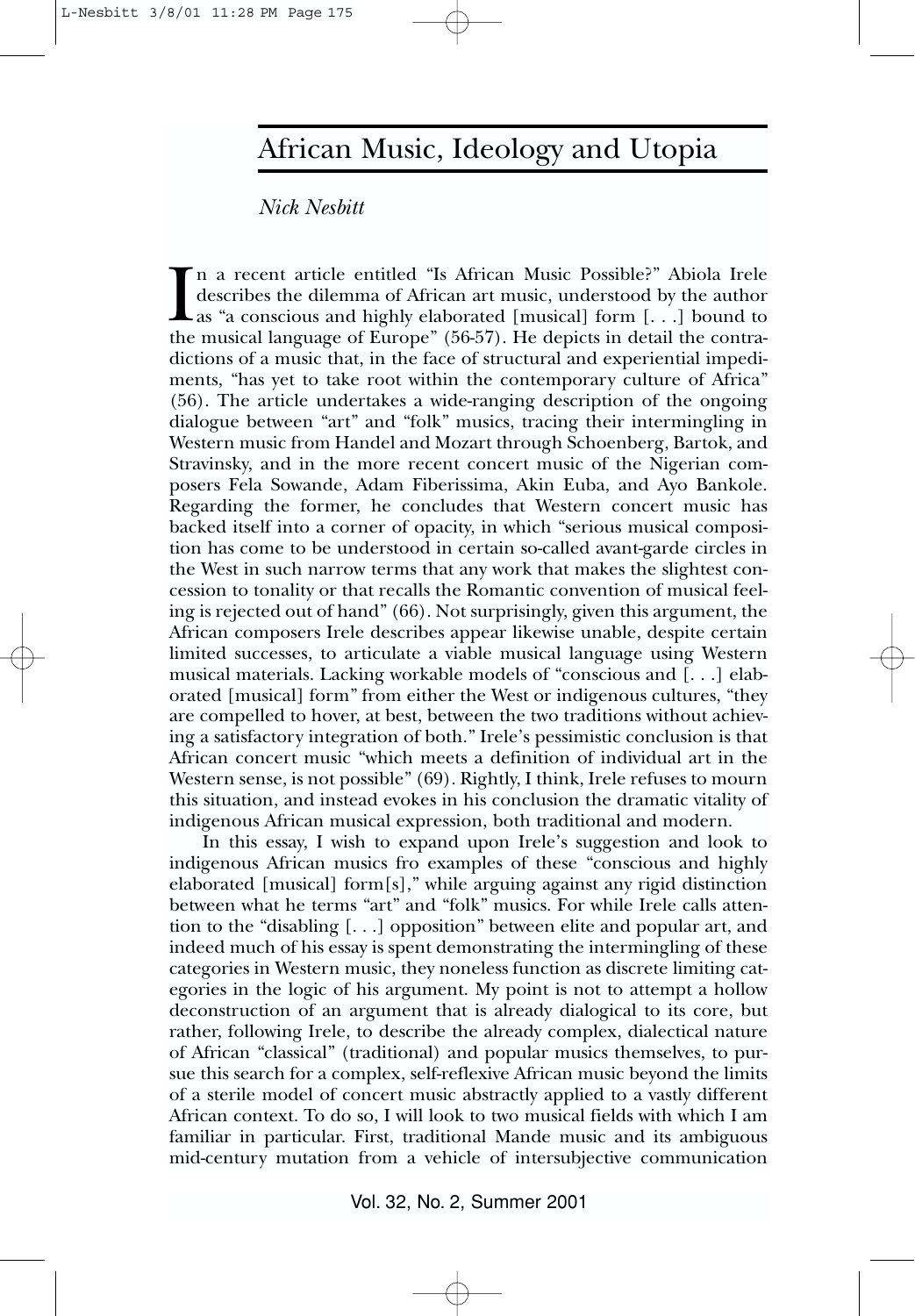# African Music, Ideology and Utopia

*Nick Nesbitt*

In a recent article entitled "Is African Music Possible?" Abiola Irele describes the dilemma of African art music, understood by the author as "a conscious and highly elaborated [musical] form [. . .] bound to the musical language of Europe" (56-57). He depicts in detail the contradictions of a music that, in the face of structural and experiential impediments, "has yet to take root within the contemporary culture of Africa" (56). The article undertakes a wide-ranging description of the ongoing dialogue between "art" and "folk" musics, tracing their intermingling in Western music from Handel and Mozart through Schoenberg, Bartok, and Stravinsky, and in the more recent concert music of the Nigerian composers Fela Sowande, Adam Fiberissima, Akin Euba, and Ayo Bankole. Regarding the former, he concludes that Western concert music has backed itself into a corner of opacity, in which "serious musical composition has come to be understood in certain so-called avant-garde circles in the West in such narrow terms that any work that makes the slightest concession to tonality or that recalls the Romantic convention of musical feeling is rejected out of hand" (66). Not surprisingly, given this argument, the African composers Irele describes appear likewise unable, despite certain limited successes, to articulate a viable musical language using Western musical materials. Lacking workable models of "conscious and [. . .] elaborated [musical] form" from either the West or indigenous cultures, "they are compelled to hover, at best, between the two traditions without achieving a satisfactory integration of both." Irele's pessimistic conclusion is that African concert music "which meets a definition of individual art in the Western sense, is not possible" (69). Rightly, I think, Irele refuses to mourn this situation, and instead evokes in his conclusion the dramatic vitality of indigenous African musical expression, both traditional and modern.

In this essay, I wish to expand upon Irele's suggestion and look to indigenous African musics fro examples of these "conscious and highly elaborated [musical] form[s]," while arguing against any rigid distinction between what he terms "art" and "folk" musics. For while Irele calls attention to the "disabling [. . .] opposition" between elite and popular art, and indeed much of his essay is spent demonstrating the intermingling of these categories in Western music, they noneless function as discrete limiting categories in the logic of his argument. My point is not to attempt a hollow deconstruction of an argument that is already dialogical to its core, but rather, following Irele, to describe the already complex, dialectical nature of African "classical" (traditional) and popular musics themselves, to pursue this search for a complex, self-reflexive African music beyond the limits of a sterile model of concert music abstractly applied to a vastly different African context. To do so, I will look to two musical fields with which I am familiar in particular. First, traditional Mande music and its ambiguous mid-century mutation from a vehicle of intersubjective communication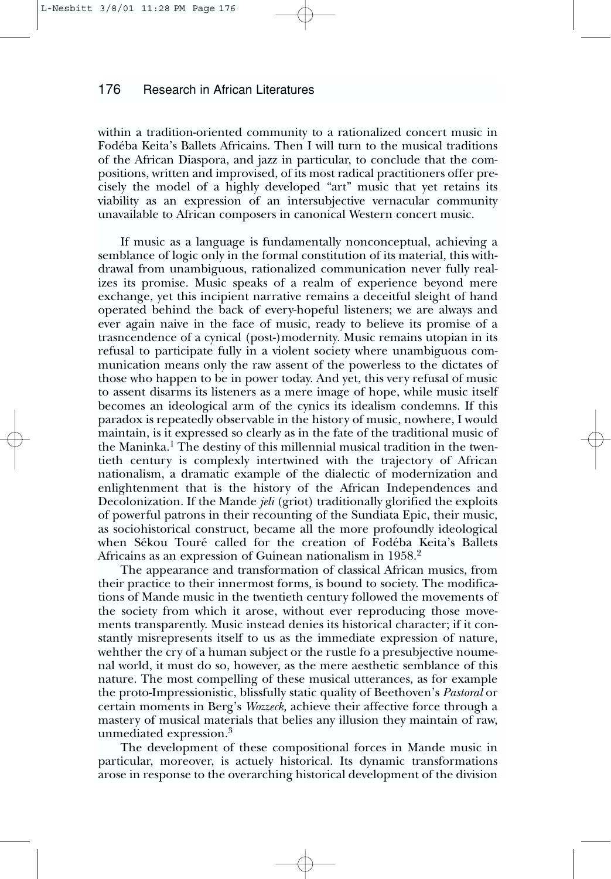within a tradition-oriented community to a rationalized concert music in Fodéba Keita's Ballets Africains. Then I will turn to the musical traditions of the African Diaspora, and jazz in particular, to conclude that the compositions, written and improvised, of its most radical practitioners offer precisely the model of a highly developed "art" music that yet retains its viability as an expression of an intersubjective vernacular community unavailable to African composers in canonical Western concert music.

If music as a language is fundamentally nonconceptual, achieving a semblance of logic only in the formal constitution of its material, this withdrawal from unambiguous, rationalized communication never fully realizes its promise. Music speaks of a realm of experience beyond mere exchange, yet this incipient narrative remains a deceitful sleight of hand operated behind the back of every-hopeful listeners; we are always and ever again naive in the face of music, ready to believe its promise of a trasncendence of a cynical (post-)modernity. Music remains utopian in its refusal to participate fully in a violent society where unambiguous communication means only the raw assent of the powerless to the dictates of those who happen to be in power today. And yet, this very refusal of music to assent disarms its listeners as a mere image of hope, while music itself becomes an ideological arm of the cynics its idealism condemns. If this paradox is repeatedly observable in the history of music, nowhere, I would maintain, is it expressed so clearly as in the fate of the traditional music of the Maninka.[1] The destiny of this millennial musical tradition in the twentieth century is complexly intertwined with the trajectory of African nationalism, a dramatic example of the dialectic of modernization and enlightenment that is the history of the African Independences and Decolonization. If the Mande *jeli* (griot) traditionally glorified the exploits of powerful patrons in their recounting of the Sundiata Epic, their music, as sociohistorical construct, became all the more profoundly ideological when Sékou Touré called for the creation of Fodéba Keita's Ballets Africains as an expression of Guinean nationalism in 1958.[2]

The appearance and transformation of classical African musics, from their practice to their innermost forms, is bound to society. The modifications of Mande music in the twentieth century followed the movements of the society from which it arose, without ever reproducing those movements transparently. Music instead denies its historical character; if it constantly misrepresents itself to us as the immediate expression of nature, wehther the cry of a human subject or the rustle fo a presubjective noumenal world, it must do so, however, as the mere aesthetic semblance of this nature. The most compelling of these musical utterances, as for example the proto-Impressionistic, blissfully static quality of Beethoven's *Pastoral* or certain moments in Berg's *Wozzeck,* achieve their affective force through a mastery of musical materials that belies any illusion they maintain of raw, unmediated expression.[3]

The development of these compositional forces in Mande music in particular, moreover, is actuely historical. Its dynamic transformations arose in response to the overarching historical development of the division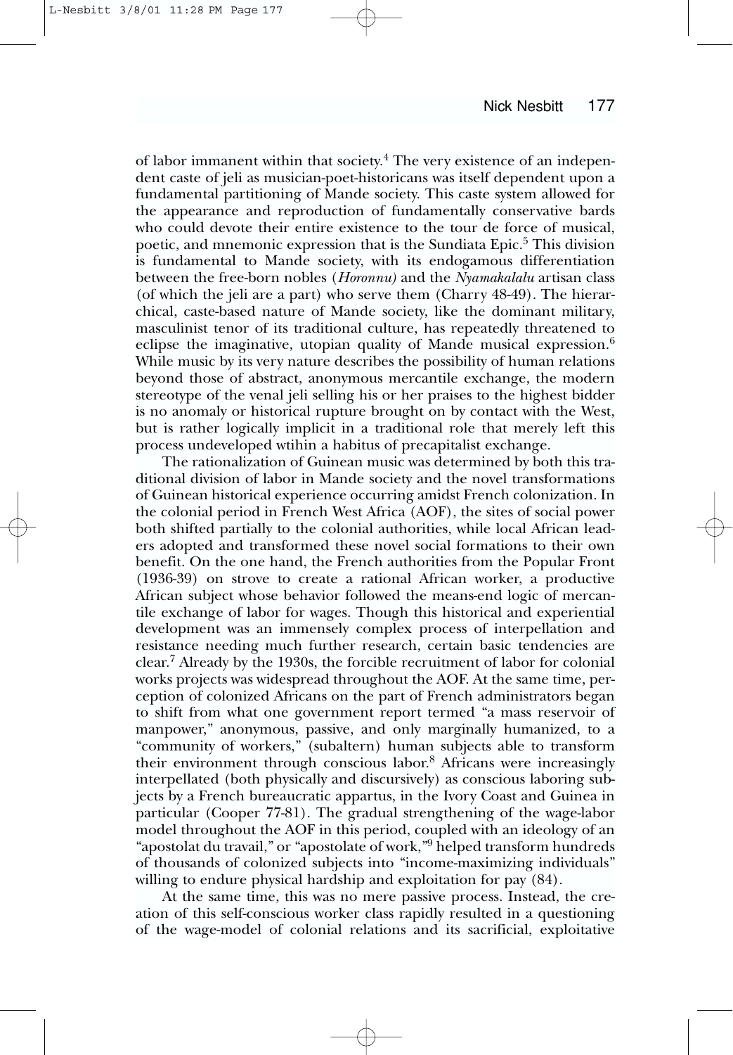of labor immanent within that society.[4] The very existence of an independent caste of jeli as musician-poet-historicans was itself dependent upon a fundamental partitioning of Mande society. This caste system allowed for the appearance and reproduction of fundamentally conservative bards who could devote their entire existence to the tour de force of musical, poetic, and mnemonic expression that is the Sundiata Epic.[5] This division is fundamental to Mande society, with its endogamous differentiation between the free-born nobles (*Horonnu)* and the *Nyamakalalu* artisan class (of which the jeli are a part) who serve them (Charry 48-49). The hierarchical, caste-based nature of Mande society, like the dominant military, masculinist tenor of its traditional culture, has repeatedly threatened to eclipse the imaginative, utopian quality of Mande musical expression.[6] While music by its very nature describes the possibility of human relations beyond those of abstract, anonymous mercantile exchange, the modern stereotype of the venal jeli selling his or her praises to the highest bidder is no anomaly or historical rupture brought on by contact with the West, but is rather logically implicit in a traditional role that merely left this process undeveloped wtihin a habitus of precapitalist exchange.

The rationalization of Guinean music was determined by both this traditional division of labor in Mande society and the novel transformations of Guinean historical experience occurring amidst French colonization. In the colonial period in French West Africa (AOF), the sites of social power both shifted partially to the colonial authorities, while local African leaders adopted and transformed these novel social formations to their own benefit. On the one hand, the French authorities from the Popular Front (1936-39) on strove to create a rational African worker, a productive African subject whose behavior followed the means-end logic of mercantile exchange of labor for wages. Though this historical and experiential development was an immensely complex process of interpellation and resistance needing much further research, certain basic tendencies are clear.[7] Already by the 1930s, the forcible recruitment of labor for colonial works projects was widespread throughout the AOF. At the same time, perception of colonized Africans on the part of French administrators began to shift from what one government report termed "a mass reservoir of manpower," anonymous, passive, and only marginally humanized, to a "community of workers," (subaltern) human subjects able to transform their environment through conscious labor.[8] Africans were increasingly interpellated (both physically and discursively) as conscious laboring subjects by a French bureaucratic appartus, in the Ivory Coast and Guinea in particular (Cooper 77-81). The gradual strengthening of the wage-labor model throughout the AOF in this period, coupled with an ideology of an "apostolat du travail," or "apostolate of work,"[9] helped transform hundreds of thousands of colonized subjects into "income-maximizing individuals" willing to endure physical hardship and exploitation for pay (84).

At the same time, this was no mere passive process. Instead, the creation of this self-conscious worker class rapidly resulted in a questioning of the wage-model of colonial relations and its sacrificial, exploitative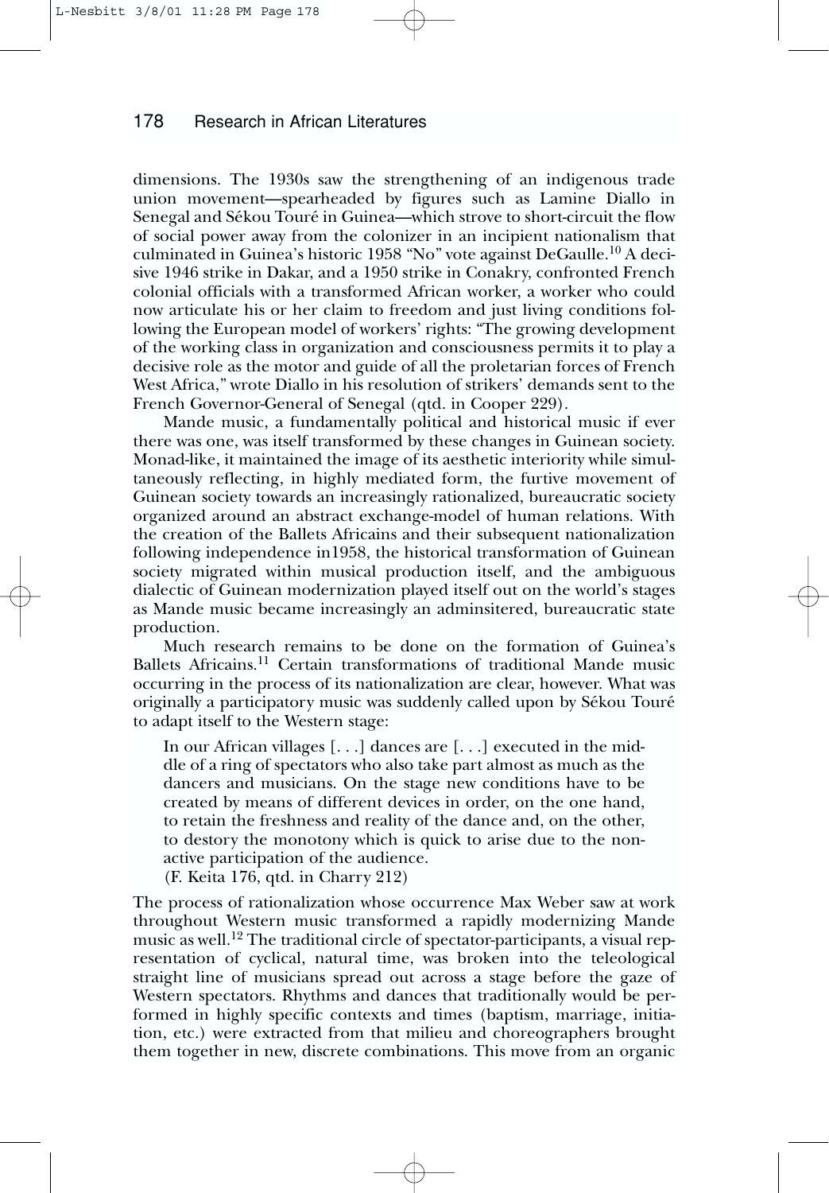dimensions. The 1930s saw the strengthening of an indigenous trade union movement—spearheaded by figures such as Lamine Diallo in Senegal and Sékou Touré in Guinea—which strove to short-circuit the flow of social power away from the colonizer in an incipient nationalism that culminated in Guinea's historic 1958 "No" vote against DeGaulle.[10] A decisive 1946 strike in Dakar, and a 1950 strike in Conakry, confronted French colonial officials with a transformed African worker, a worker who could now articulate his or her claim to freedom and just living conditions following the European model of workers' rights: "The growing development of the working class in organization and consciousness permits it to play a decisive role as the motor and guide of all the proletarian forces of French West Africa," wrote Diallo in his resolution of strikers' demands sent to the French Governor-General of Senegal (qtd. in Cooper 229).

Mande music, a fundamentally political and historical music if ever there was one, was itself transformed by these changes in Guinean society. Monad-like, it maintained the image of its aesthetic interiority while simultaneously reflecting, in highly mediated form, the furtive movement of Guinean society towards an increasingly rationalized, bureaucratic society organized around an abstract exchange-model of human relations. With the creation of the Ballets Africains and their subsequent nationalization following independence in1958, the historical transformation of Guinean society migrated within musical production itself, and the ambiguous dialectic of Guinean modernization played itself out on the world's stages as Mande music became increasingly an adminsitered, bureaucratic state production.

Much research remains to be done on the formation of Guinea's Ballets Africains.[11] Certain transformations of traditional Mande music occurring in the process of its nationalization are clear, however. What was originally a participatory music was suddenly called upon by Sékou Touré to adapt itself to the Western stage:

> In our African villages [. . .] dances are [. . .] executed in the middle of a ring of spectators who also take part almost as much as the dancers and musicians. On the stage new conditions have to be created by means of different devices in order, on the one hand, to retain the freshness and reality of the dance and, on the other, to destory the monotony which is quick to arise due to the non-active participation of the audience.
> (F. Keita 176, qtd. in Charry 212)

The process of rationalization whose occurrence Max Weber saw at work throughout Western music transformed a rapidly modernizing Mande music as well.[12] The traditional circle of spectator-participants, a visual representation of cyclical, natural time, was broken into the teleological straight line of musicians spread out across a stage before the gaze of Western spectators. Rhythms and dances that traditionally would be performed in highly specific contexts and times (baptism, marriage, initiation, etc.) were extracted from that milieu and choreographers brought them together in new, discrete combinations. This move from an organic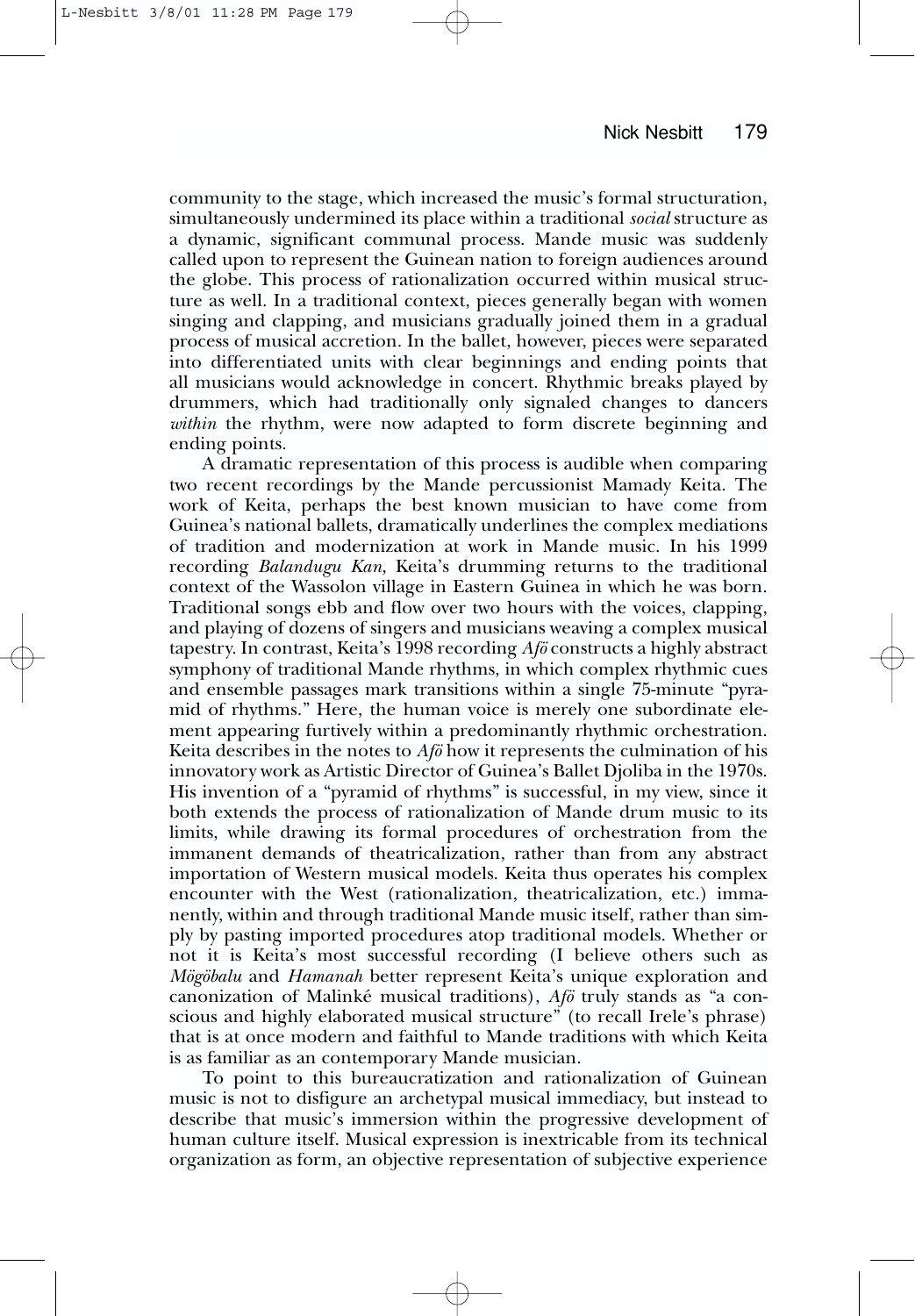community to the stage, which increased the music's formal structuration, simultaneously undermined its place within a traditional *social* structure as a dynamic, significant communal process. Mande music was suddenly called upon to represent the Guinean nation to foreign audiences around the globe. This process of rationalization occurred within musical structure as well. In a traditional context, pieces generally began with women singing and clapping, and musicians gradually joined them in a gradual process of musical accretion. In the ballet, however, pieces were separated into differentiated units with clear beginnings and ending points that all musicians would acknowledge in concert. Rhythmic breaks played by drummers, which had traditionally only signaled changes to dancers *within* the rhythm, were now adapted to form discrete beginning and ending points.

A dramatic representation of this process is audible when comparing two recent recordings by the Mande percussionist Mamady Keita. The work of Keita, perhaps the best known musician to have come from Guinea's national ballets, dramatically underlines the complex mediations of tradition and modernization at work in Mande music. In his 1999 recording *Balandugu Kan,* Keita's drumming returns to the traditional context of the Wassolon village in Eastern Guinea in which he was born. Traditional songs ebb and flow over two hours with the voices, clapping, and playing of dozens of singers and musicians weaving a complex musical tapestry. In contrast, Keita's 1998 recording *Afö* constructs a highly abstract symphony of traditional Mande rhythms, in which complex rhythmic cues and ensemble passages mark transitions within a single 75-minute "pyramid of rhythms." Here, the human voice is merely one subordinate element appearing furtively within a predominantly rhythmic orchestration. Keita describes in the notes to *Afö* how it represents the culmination of his innovatory work as Artistic Director of Guinea's Ballet Djoliba in the 1970s. His invention of a "pyramid of rhythms" is successful, in my view, since it both extends the process of rationalization of Mande drum music to its limits, while drawing its formal procedures of orchestration from the immanent demands of theatricalization, rather than from any abstract importation of Western musical models. Keita thus operates his complex encounter with the West (rationalization, theatricalization, etc.) immanently, within and through traditional Mande music itself, rather than simply by pasting imported procedures atop traditional models. Whether or not it is Keita's most successful recording (I believe others such as *Mögöbalu* and *Hamanah* better represent Keita's unique exploration and canonization of Malinké musical traditions), *Afö* truly stands as "a conscious and highly elaborated musical structure" (to recall Irele's phrase) that is at once modern and faithful to Mande traditions with which Keita is as familiar as an contemporary Mande musician.

To point to this bureaucratization and rationalization of Guinean music is not to disfigure an archetypal musical immediacy, but instead to describe that music's immersion within the progressive development of human culture itself. Musical expression is inextricable from its technical organization as form, an objective representation of subjective experience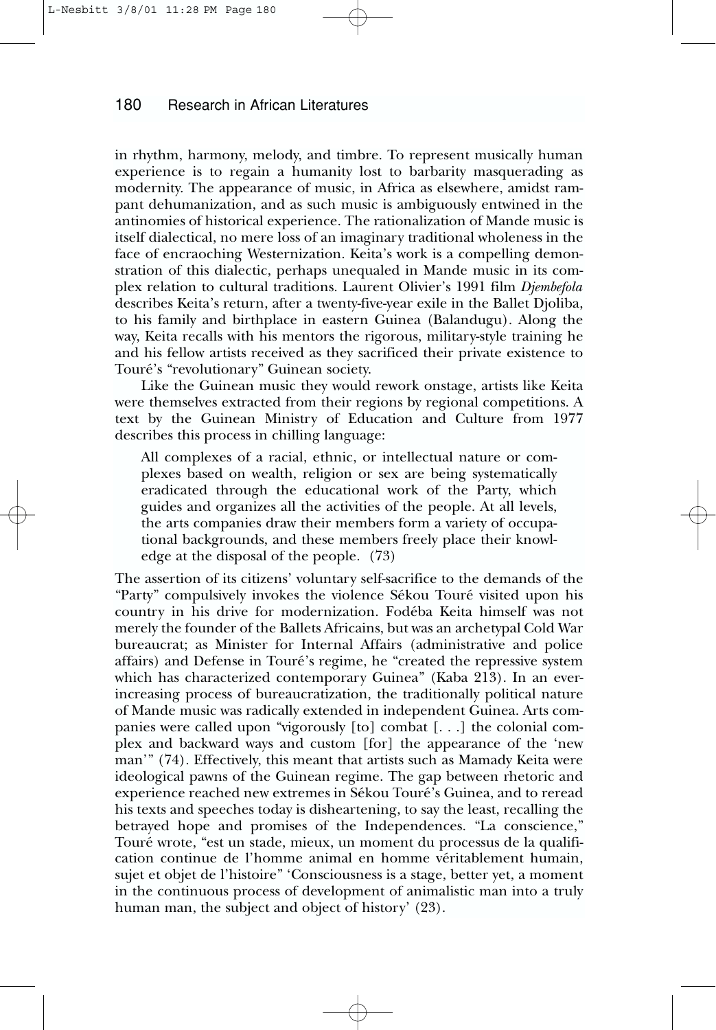in rhythm, harmony, melody, and timbre. To represent musically human experience is to regain a humanity lost to barbarity masquerading as modernity. The appearance of music, in Africa as elsewhere, amidst rampant dehumanization, and as such music is ambiguously entwined in the antinomies of historical experience. The rationalization of Mande music is itself dialectical, no mere loss of an imaginary traditional wholeness in the face of encraoching Westernization. Keita's work is a compelling demonstration of this dialectic, perhaps unequaled in Mande music in its complex relation to cultural traditions. Laurent Olivier's 1991 film *Djembefola* describes Keita's return, after a twenty-five-year exile in the Ballet Djoliba, to his family and birthplace in eastern Guinea (Balandugu). Along the way, Keita recalls with his mentors the rigorous, military-style training he and his fellow artists received as they sacrificed their private existence to Touré's "revolutionary" Guinean society.

Like the Guinean music they would rework onstage, artists like Keita were themselves extracted from their regions by regional competitions. A text by the Guinean Ministry of Education and Culture from 1977 describes this process in chilling language:

> All complexes of a racial, ethnic, or intellectual nature or complexes based on wealth, religion or sex are being systematically eradicated through the educational work of the Party, which guides and organizes all the activities of the people. At all levels, the arts companies draw their members form a variety of occupational backgrounds, and these members freely place their knowledge at the disposal of the people. (73)

The assertion of its citizens' voluntary self-sacrifice to the demands of the "Party" compulsively invokes the violence Sékou Touré visited upon his country in his drive for modernization. Fodéba Keita himself was not merely the founder of the Ballets Africains, but was an archetypal Cold War bureaucrat; as Minister for Internal Affairs (administrative and police affairs) and Defense in Touré's regime, he "created the repressive system which has characterized contemporary Guinea" (Kaba 213). In an ever-increasing process of bureaucratization, the traditionally political nature of Mande music was radically extended in independent Guinea. Arts companies were called upon "vigorously [to] combat [. . .] the colonial complex and backward ways and custom [for] the appearance of the 'new man'" (74). Effectively, this meant that artists such as Mamady Keita were ideological pawns of the Guinean regime. The gap between rhetoric and experience reached new extremes in Sékou Touré's Guinea, and to reread his texts and speeches today is disheartening, to say the least, recalling the betrayed hope and promises of the Independences. "La conscience," Touré wrote, "est un stade, mieux, un moment du processus de la qualification continue de l'homme animal en homme véritablement humain, sujet et objet de l'histoire" 'Consciousness is a stage, better yet, a moment in the continuous process of development of animalistic man into a truly human man, the subject and object of history' (23).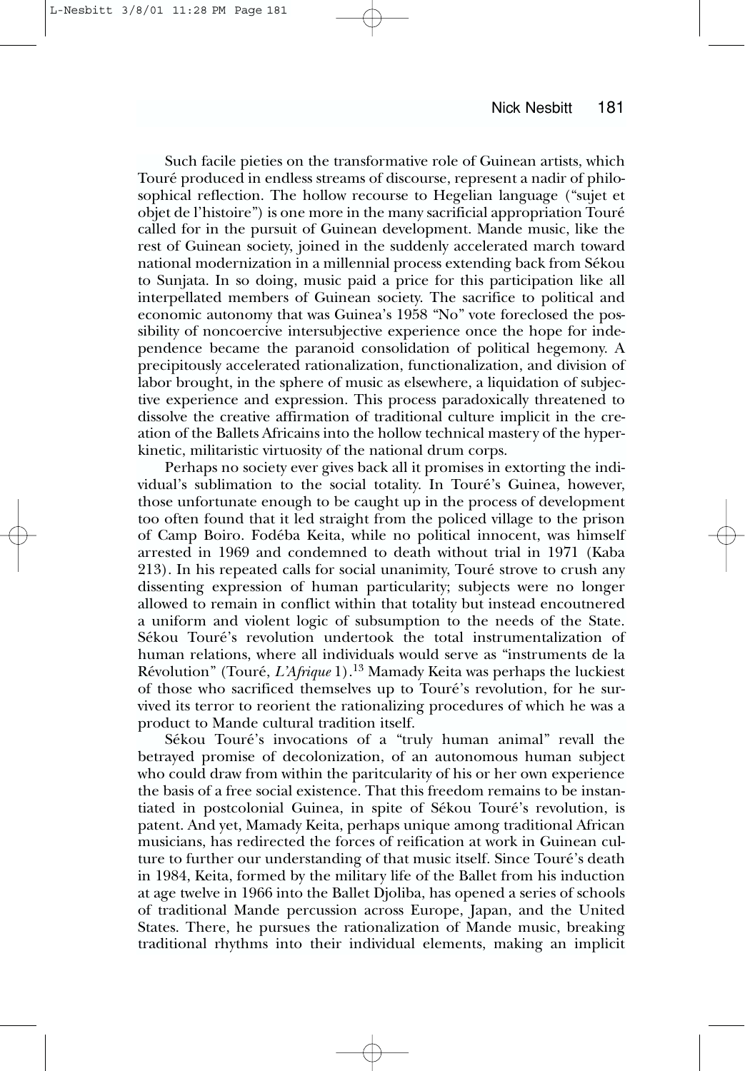Such facile pieties on the transformative role of Guinean artists, which Touré produced in endless streams of discourse, represent a nadir of philosophical reflection. The hollow recourse to Hegelian language ("sujet et objet de l'histoire") is one more in the many sacrificial appropriation Touré called for in the pursuit of Guinean development. Mande music, like the rest of Guinean society, joined in the suddenly accelerated march toward national modernization in a millennial process extending back from Sékou to Sunjata. In so doing, music paid a price for this participation like all interpellated members of Guinean society. The sacrifice to political and economic autonomy that was Guinea's 1958 "No" vote foreclosed the possibility of noncoercive intersubjective experience once the hope for independence became the paranoid consolidation of political hegemony. A precipitously accelerated rationalization, functionalization, and division of labor brought, in the sphere of music as elsewhere, a liquidation of subjective experience and expression. This process paradoxically threatened to dissolve the creative affirmation of traditional culture implicit in the creation of the Ballets Africains into the hollow technical mastery of the hyperkinetic, militaristic virtuosity of the national drum corps.

Perhaps no society ever gives back all it promises in extorting the individual's sublimation to the social totality. In Touré's Guinea, however, those unfortunate enough to be caught up in the process of development too often found that it led straight from the policed village to the prison of Camp Boiro. Fodéba Keita, while no political innocent, was himself arrested in 1969 and condemned to death without trial in 1971 (Kaba 213). In his repeated calls for social unanimity, Touré strove to crush any dissenting expression of human particularity; subjects were no longer allowed to remain in conflict within that totality but instead encoutnered a uniform and violent logic of subsumption to the needs of the State. Sékou Touré's revolution undertook the total instrumentalization of human relations, where all individuals would serve as "instruments de la Révolution" (Touré, *L'Afrique* 1).[13] Mamady Keita was perhaps the luckiest of those who sacrificed themselves up to Touré's revolution, for he survived its terror to reorient the rationalizing procedures of which he was a product to Mande cultural tradition itself.

Sékou Touré's invocations of a "truly human animal" revall the betrayed promise of decolonization, of an autonomous human subject who could draw from within the paritcularity of his or her own experience the basis of a free social existence. That this freedom remains to be instantiated in postcolonial Guinea, in spite of Sékou Touré's revolution, is patent. And yet, Mamady Keita, perhaps unique among traditional African musicians, has redirected the forces of reification at work in Guinean culture to further our understanding of that music itself. Since Touré's death in 1984, Keita, formed by the military life of the Ballet from his induction at age twelve in 1966 into the Ballet Djoliba, has opened a series of schools of traditional Mande percussion across Europe, Japan, and the United States. There, he pursues the rationalization of Mande music, breaking traditional rhythms into their individual elements, making an implicit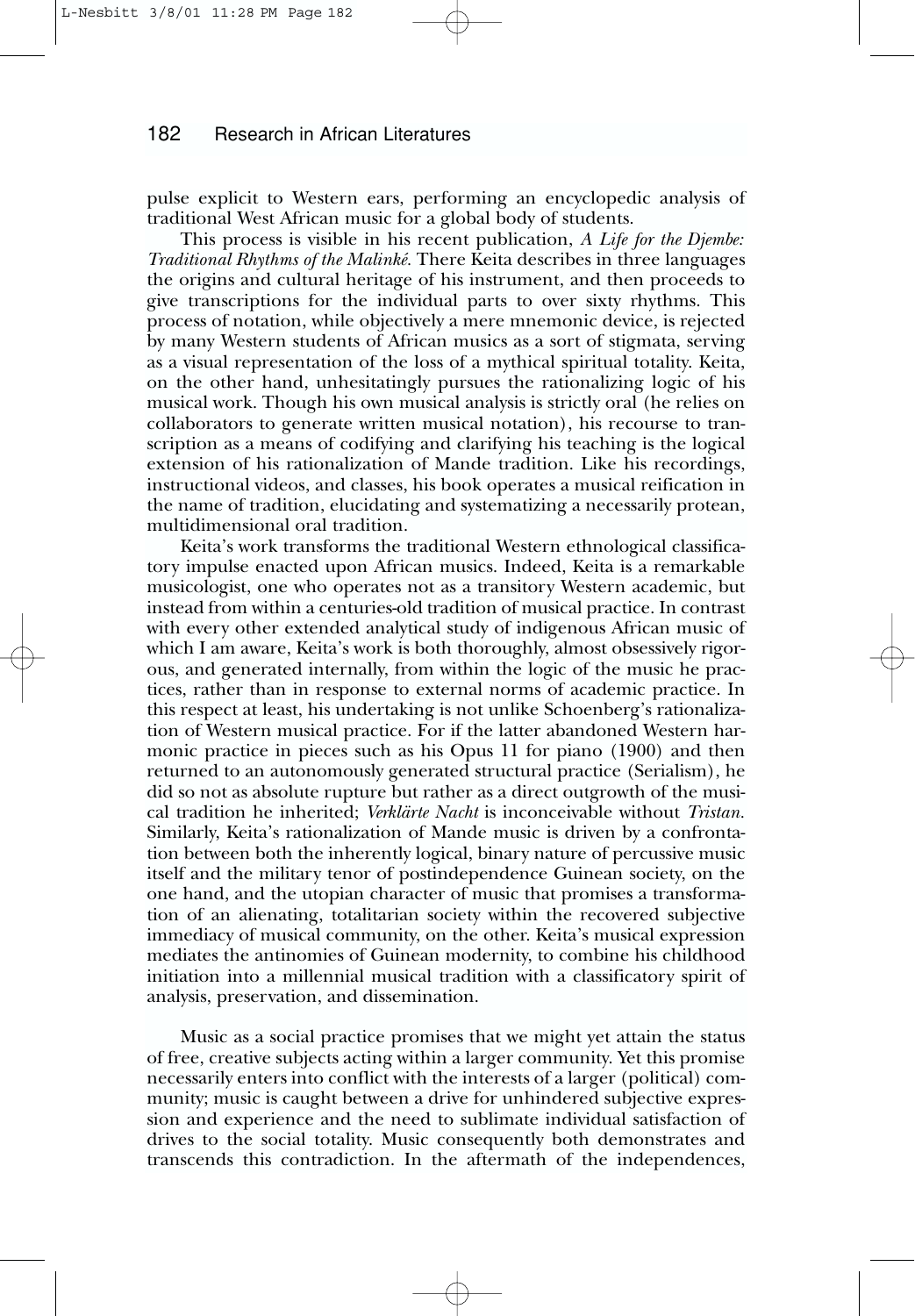pulse explicit to Western ears, performing an encyclopedic analysis of traditional West African music for a global body of students.

This process is visible in his recent publication, *A Life for the Djembe: Traditional Rhythms of the Malinké*. There Keita describes in three languages the origins and cultural heritage of his instrument, and then proceeds to give transcriptions for the individual parts to over sixty rhythms. This process of notation, while objectively a mere mnemonic device, is rejected by many Western students of African musics as a sort of stigmata, serving as a visual representation of the loss of a mythical spiritual totality. Keita, on the other hand, unhesitatingly pursues the rationalizing logic of his musical work. Though his own musical analysis is strictly oral (he relies on collaborators to generate written musical notation), his recourse to transcription as a means of codifying and clarifying his teaching is the logical extension of his rationalization of Mande tradition. Like his recordings, instructional videos, and classes, his book operates a musical reification in the name of tradition, elucidating and systematizing a necessarily protean, multidimensional oral tradition.

Keita's work transforms the traditional Western ethnological classificatory impulse enacted upon African musics. Indeed, Keita is a remarkable musicologist, one who operates not as a transitory Western academic, but instead from within a centuries-old tradition of musical practice. In contrast with every other extended analytical study of indigenous African music of which I am aware, Keita's work is both thoroughly, almost obsessively rigorous, and generated internally, from within the logic of the music he practices, rather than in response to external norms of academic practice. In this respect at least, his undertaking is not unlike Schoenberg's rationalization of Western musical practice. For if the latter abandoned Western harmonic practice in pieces such as his Opus 11 for piano (1900) and then returned to an autonomously generated structural practice (Serialism), he did so not as absolute rupture but rather as a direct outgrowth of the musical tradition he inherited; *Verklärte Nacht* is inconceivable without *Tristan*. Similarly, Keita's rationalization of Mande music is driven by a confrontation between both the inherently logical, binary nature of percussive music itself and the military tenor of postindependence Guinean society, on the one hand, and the utopian character of music that promises a transformation of an alienating, totalitarian society within the recovered subjective immediacy of musical community, on the other. Keita's musical expression mediates the antinomies of Guinean modernity, to combine his childhood initiation into a millennial musical tradition with a classificatory spirit of analysis, preservation, and dissemination.

Music as a social practice promises that we might yet attain the status of free, creative subjects acting within a larger community. Yet this promise necessarily enters into conflict with the interests of a larger (political) community; music is caught between a drive for unhindered subjective expression and experience and the need to sublimate individual satisfaction of drives to the social totality. Music consequently both demonstrates and transcends this contradiction. In the aftermath of the independences,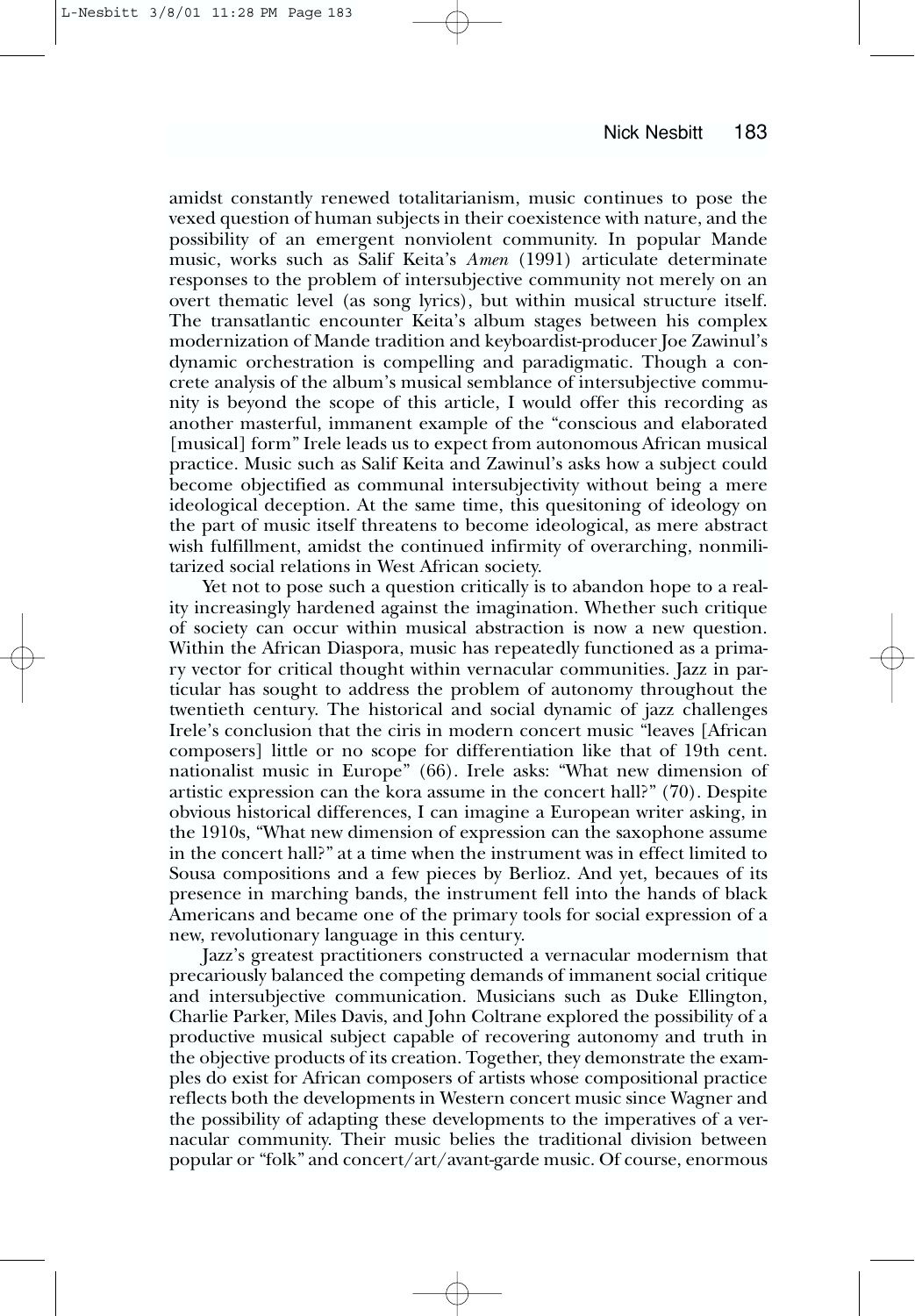amidst constantly renewed totalitarianism, music continues to pose the vexed question of human subjects in their coexistence with nature, and the possibility of an emergent nonviolent community. In popular Mande music, works such as Salif Keita's *Amen* (1991) articulate determinate responses to the problem of intersubjective community not merely on an overt thematic level (as song lyrics), but within musical structure itself. The transatlantic encounter Keita's album stages between his complex modernization of Mande tradition and keyboardist-producer Joe Zawinul's dynamic orchestration is compelling and paradigmatic. Though a concrete analysis of the album's musical semblance of intersubjective community is beyond the scope of this article, I would offer this recording as another masterful, immanent example of the "conscious and elaborated [musical] form" Irele leads us to expect from autonomous African musical practice. Music such as Salif Keita and Zawinul's asks how a subject could become objectified as communal intersubjectivity without being a mere ideological deception. At the same time, this quesitoning of ideology on the part of music itself threatens to become ideological, as mere abstract wish fulfillment, amidst the continued infirmity of overarching, nonmilitarized social relations in West African society.

Yet not to pose such a question critically is to abandon hope to a reality increasingly hardened against the imagination. Whether such critique of society can occur within musical abstraction is now a new question. Within the African Diaspora, music has repeatedly functioned as a primary vector for critical thought within vernacular communities. Jazz in particular has sought to address the problem of autonomy throughout the twentieth century. The historical and social dynamic of jazz challenges Irele's conclusion that the ciris in modern concert music "leaves [African composers] little or no scope for differentiation like that of 19th cent. nationalist music in Europe" (66). Irele asks: "What new dimension of artistic expression can the kora assume in the concert hall?" (70). Despite obvious historical differences, I can imagine a European writer asking, in the 1910s, "What new dimension of expression can the saxophone assume in the concert hall?" at a time when the instrument was in effect limited to Sousa compositions and a few pieces by Berlioz. And yet, becaues of its presence in marching bands, the instrument fell into the hands of black Americans and became one of the primary tools for social expression of a new, revolutionary language in this century.

Jazz's greatest practitioners constructed a vernacular modernism that precariously balanced the competing demands of immanent social critique and intersubjective communication. Musicians such as Duke Ellington, Charlie Parker, Miles Davis, and John Coltrane explored the possibility of a productive musical subject capable of recovering autonomy and truth in the objective products of its creation. Together, they demonstrate the examples do exist for African composers of artists whose compositional practice reflects both the developments in Western concert music since Wagner and the possibility of adapting these developments to the imperatives of a vernacular community. Their music belies the traditional division between popular or "folk" and concert/art/avant-garde music. Of course, enormous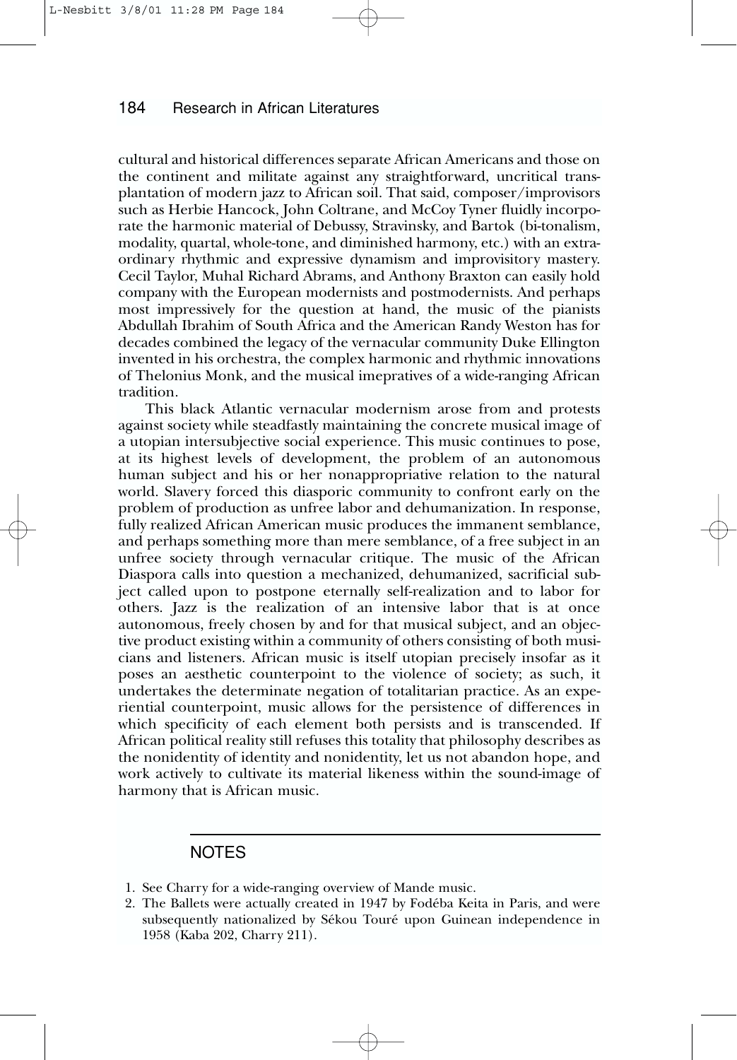cultural and historical differences separate African Americans and those on the continent and militate against any straightforward, uncritical transplantation of modern jazz to African soil. That said, composer/improvisors such as Herbie Hancock, John Coltrane, and McCoy Tyner fluidly incorporate the harmonic material of Debussy, Stravinsky, and Bartok (bi-tonalism, modality, quartal, whole-tone, and diminished harmony, etc.) with an extraordinary rhythmic and expressive dynamism and improvisitory mastery. Cecil Taylor, Muhal Richard Abrams, and Anthony Braxton can easily hold company with the European modernists and postmodernists. And perhaps most impressively for the question at hand, the music of the pianists Abdullah Ibrahim of South Africa and the American Randy Weston has for decades combined the legacy of the vernacular community Duke Ellington invented in his orchestra, the complex harmonic and rhythmic innovations of Thelonius Monk, and the musical imepratives of a wide-ranging African tradition.

This black Atlantic vernacular modernism arose from and protests against society while steadfastly maintaining the concrete musical image of a utopian intersubjective social experience. This music continues to pose, at its highest levels of development, the problem of an autonomous human subject and his or her nonappropriative relation to the natural world. Slavery forced this diasporic community to confront early on the problem of production as unfree labor and dehumanization. In response, fully realized African American music produces the immanent semblance, and perhaps something more than mere semblance, of a free subject in an unfree society through vernacular critique. The music of the African Diaspora calls into question a mechanized, dehumanized, sacrificial subject called upon to postpone eternally self-realization and to labor for others. Jazz is the realization of an intensive labor that is at once autonomous, freely chosen by and for that musical subject, and an objective product existing within a community of others consisting of both musicians and listeners. African music is itself utopian precisely insofar as it poses an aesthetic counterpoint to the violence of society; as such, it undertakes the determinate negation of totalitarian practice. As an experiential counterpoint, music allows for the persistence of differences in which specificity of each element both persists and is transcended. If African political reality still refuses this totality that philosophy describes as the nonidentity of identity and nonidentity, let us not abandon hope, and work actively to cultivate its material likeness within the sound-image of harmony that is African music.

## NOTES

1. See Charry for a wide-ranging overview of Mande music.
2. The Ballets were actually created in 1947 by Fodéba Keita in Paris, and were subsequently nationalized by Sékou Touré upon Guinean independence in 1958 (Kaba 202, Charry 211).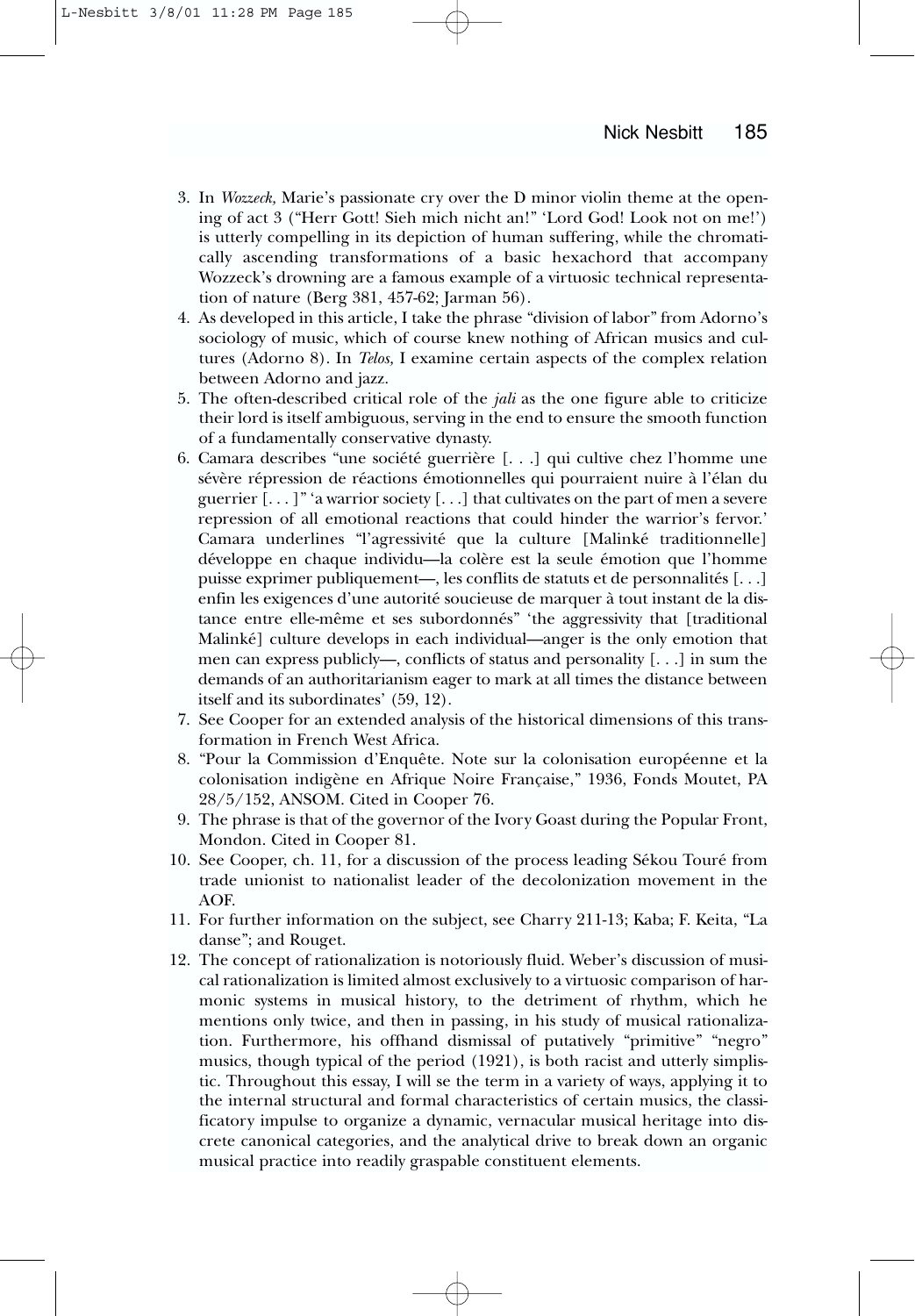3. In *Wozzeck,* Marie's passionate cry over the D minor violin theme at the opening of act 3 ("Herr Gott! Sieh mich nicht an!" 'Lord God! Look not on me!') is utterly compelling in its depiction of human suffering, while the chromatically ascending transformations of a basic hexachord that accompany Wozzeck's drowning are a famous example of a virtuosic technical representation of nature (Berg 381, 457-62; Jarman 56).
4. As developed in this article, I take the phrase "division of labor" from Adorno's sociology of music, which of course knew nothing of African musics and cultures (Adorno 8). In *Telos,* I examine certain aspects of the complex relation between Adorno and jazz.
5. The often-described critical role of the *jali* as the one figure able to criticize their lord is itself ambiguous, serving in the end to ensure the smooth function of a fundamentally conservative dynasty.
6. Camara describes "une société guerrière [. . .] qui cultive chez l'homme une sévère répression de réactions émotionnelles qui pourraient nuire à l'élan du guerrier [. . . ]" 'a warrior society [. . .] that cultivates on the part of men a severe repression of all emotional reactions that could hinder the warrior's fervor.' Camara underlines "l'agressivité que la culture [Malinké traditionnelle] développe en chaque individu—la colère est la seule émotion que l'homme puisse exprimer publiquement—, les conflits de statuts et de personnalités [. . .] enfin les exigences d'une autorité soucieuse de marquer à tout instant de la distance entre elle-même et ses subordonnés" 'the aggressivity that [traditional Malinké] culture develops in each individual—anger is the only emotion that men can express publicly—, conflicts of status and personality [. . .] in sum the demands of an authoritarianism eager to mark at all times the distance between itself and its subordinates' (59, 12).
7. See Cooper for an extended analysis of the historical dimensions of this transformation in French West Africa.
8. "Pour la Commission d'Enquête. Note sur la colonisation européenne et la colonisation indigène en Afrique Noire Française," 1936, Fonds Moutet, PA 28/5/152, ANSOM. Cited in Cooper 76.
9. The phrase is that of the governor of the Ivory Goast during the Popular Front, Mondon. Cited in Cooper 81.
10. See Cooper, ch. 11, for a discussion of the process leading Sékou Touré from trade unionist to nationalist leader of the decolonization movement in the AOF.
11. For further information on the subject, see Charry 211-13; Kaba; F. Keita, "La danse"; and Rouget.
12. The concept of rationalization is notoriously fluid. Weber's discussion of musical rationalization is limited almost exclusively to a virtuosic comparison of harmonic systems in musical history, to the detriment of rhythm, which he mentions only twice, and then in passing, in his study of musical rationalization. Furthermore, his offhand dismissal of putatively "primitive" "negro" musics, though typical of the period (1921), is both racist and utterly simplistic. Throughout this essay, I will se the term in a variety of ways, applying it to the internal structural and formal characteristics of certain musics, the classificatory impulse to organize a dynamic, vernacular musical heritage into discrete canonical categories, and the analytical drive to break down an organic musical practice into readily graspable constituent elements.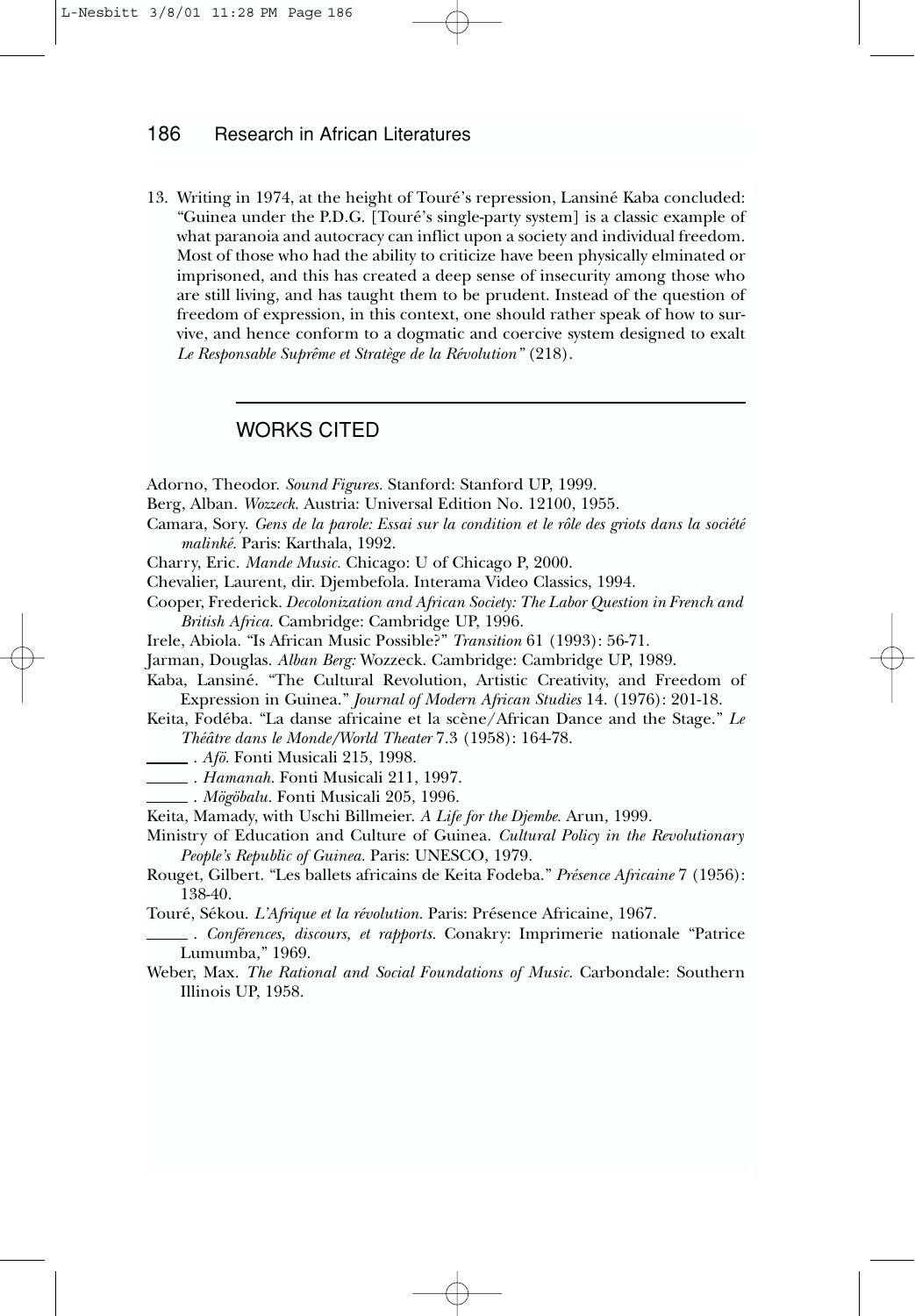13. Writing in 1974, at the height of Touré's repression, Lansiné Kaba concluded: "Guinea under the P.D.G. [Touré's single-party system] is a classic example of what paranoia and autocracy can inflict upon a society and individual freedom. Most of those who had the ability to criticize have been physically elminated or imprisoned, and this has created a deep sense of insecurity among those who are still living, and has taught them to be prudent. Instead of the question of freedom of expression, in this context, one should rather speak of how to survive, and hence conform to a dogmatic and coercive system designed to exalt *Le Responsable Suprême et Stratège de la Révolution*" (218).

## WORKS CITED

Adorno, Theodor. *Sound Figures.* Stanford: Stanford UP, 1999.

Berg, Alban. *Wozzeck.* Austria: Universal Edition No. 12100, 1955.

Camara, Sory. *Gens de la parole: Essai sur la condition et le rôle des griots dans la société malinké.* Paris: Karthala, 1992.

Charry, Eric. *Mande Music.* Chicago: U of Chicago P, 2000.

Chevalier, Laurent, dir. Djembefola. Interama Video Classics, 1994.

Cooper, Frederick. *Decolonization and African Society: The Labor Question in French and British Africa.* Cambridge: Cambridge UP, 1996.

Irele, Abiola. "Is African Music Possible?" *Transition* 61 (1993): 56-71.

Jarman, Douglas. *Alban Berg:* Wozzeck. Cambridge: Cambridge UP, 1989.

Kaba, Lansiné. "The Cultural Revolution, Artistic Creativity, and Freedom of Expression in Guinea." *Journal of Modern African Studies* 14. (1976): 201-18.

Keita, Fodéba. "La danse africaine et la scène/African Dance and the Stage." *Le Théâtre dans le Monde/World Theater* 7.3 (1958): 164-78.

———. *Afö.* Fonti Musicali 215, 1998.

———. *Hamanah.* Fonti Musicali 211, 1997.

———. *Mögöbalu.* Fonti Musicali 205, 1996.

Keita, Mamady, with Uschi Billmeier. *A Life for the Djembe.* Arun, 1999.

Ministry of Education and Culture of Guinea. *Cultural Policy in the Revolutionary People's Republic of Guinea.* Paris: UNESCO, 1979.

Rouget, Gilbert. "Les ballets africains de Keita Fodeba." *Présence Africaine* 7 (1956): 138-40.

Touré, Sékou. *L'Afrique et la révolution.* Paris: Présence Africaine, 1967.

———. *Conférences, discours, et rapports.* Conakry: Imprimerie nationale "Patrice Lumumba," 1969.

Weber, Max. *The Rational and Social Foundations of Music.* Carbondale: Southern Illinois UP, 1958.